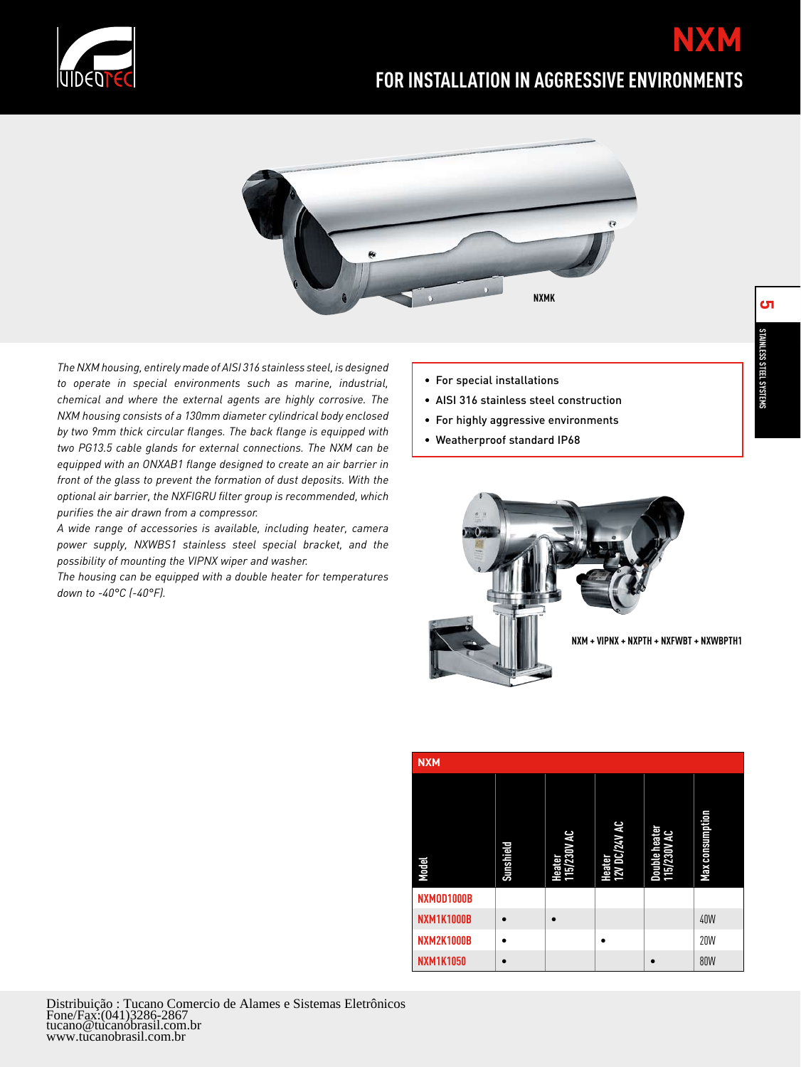# NXM

## FOR INSTALLATION IN AGGRESSIVE ENVIRONMENTS

NXMK

*The NXM housing, entirely made of AISI 316 stainless steel, is designed to operate in special environments such as marine, industrial, chemical and where the external agents are highly corrosive. The NXM housing consists of a 130mm diameter cylindrical body enclosed by two 9mm thick circular flanges. The back flange is equipped with two PG13.5 cable glands for external connections. The NXM can be equipped with an ONXAB1 flange designed to create an air barrier in front of the glass to prevent the formation of dust deposits. With the optional air barrier, the NXFIGRU filter group is recommended, which purifies the air drawn from a compressor.*

*A wide range of accessories is available, including heater, camera power supply, NXWBS1 stainless steel special bracket, and the possibility of mounting the VIPNX wiper and washer.*

*The housing can be equipped with a double heater for temperatures down to -40°C (-40°F).*

- For special installations
- AISI 316 stainless steel construction
- For highly aggressive environments
- Weatherproof standard IP68

NXM + VIPNX + NXPTH + NXFWBT + NXWBPTH1

**NXM**

| Model | Sunshield | Heater 115/230V AC | Heater 12V DC/24V AC | Double heater 115/230V AC | Max consumption |
|---|---|---|---|---|---|
| NXMOD1000B | | | | | |
| NXM1K1000B | • | • | | | 40W |
| NXM2K1000B | • | | • | | 20W |
| NXM1K1050 | • | | | • | 80W |

Distribuição : Tucano Comercio de Alames e Sistemas Eletrônicos
Fone/Fax:(041)3286-2867
tucano@tucanobrasil.com.br
www.tucanobrasil.com.br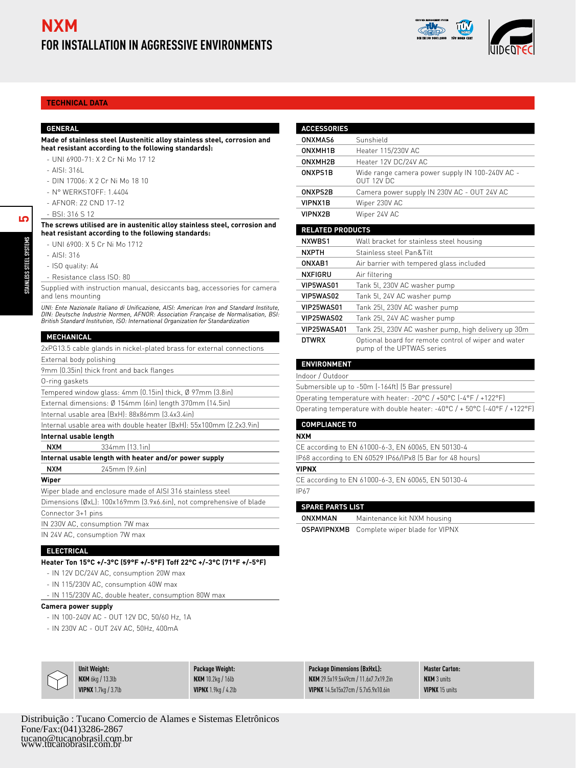# NXM

## FOR INSTALLATION IN AGGRESSIVE ENVIRONMENTS

## TECHNICAL DATA

### GENERAL

**Made of stainless steel (Austenitic alloy stainless steel, corrosion and heat resistant according to the following standards):**

- UNI 6900-71: X 2 Cr Ni Mo 17 12
- AISI: 316L
- DIN 17006: X 2 Cr Ni Mo 18 10
- N° WERKSTOFF: 1.4404
- AFNOR: Z2 CND 17-12
- BSI: 316 S 12

**The screws utilised are in austenitic alloy stainless steel, corrosion and heat resistant according to the following standards:**

- UNI 6900: X 5 Cr Ni Mo 1712
- AISI: 316
- ISO quality: A4
- Resistance class ISO: 80

Supplied with instruction manual, desiccants bag, accessories for camera and lens mounting

*UNI: Ente Nazionale Italiano di Unificazione, AISI: American Iron and Steel Institute, DIN: Deutsche Industrie Normen, AFNOR: Association Française de Normalisation, BSI: British Standard Institution, ISO: International Organization for Standardization*

### MECHANICAL

2xPG13.5 cable glands in nickel-plated brass for external connections

External body polishing

9mm (0.35in) thick front and back flanges

O-ring gaskets

Tempered window glass: 4mm (0.15in) thick, Ø 97mm (3.8in)

External dimensions: Ø 154mm (6in) length 370mm (14.5in)

Internal usable area (BxH): 88x86mm (3.4x3.4in)

Internal usable area with double heater (BxH): 55x100mm (2.2x3.9in)

**Internal usable length**

| | |
|---|---|
| NXM | 334mm (13.1in) |

**Internal usable length with heater and/or power supply**

| | |
|---|---|
| NXM | 245mm (9.6in) |

**Wiper**

Wiper blade and enclosure made of AISI 316 stainless steel

Dimensions (ØxL): 100x169mm (3.9x6.6in), not comprehensive of blade

Connector 3+1 pins

IN 230V AC, consumption 7W max

IN 24V AC, consumption 7W max

### ELECTRICAL

**Heater Ton 15°C +/-3°C (59°F +/-5°F) Toff 22°C +/-3°C (71°F +/-5°F)**

- IN 12V DC/24V AC, consumption 20W max
- IN 115/230V AC, consumption 40W max
- IN 115/230V AC, double heater, consumption 80W max

**Camera power supply**

- IN 100-240V AC - OUT 12V DC, 50/60 Hz, 1A
- IN 230V AC - OUT 24V AC, 50Hz, 400mA

### ACCESSORIES

| | |
|---|---|
| ONXMAS6 | Sunshield |
| ONXMH1B | Heater 115/230V AC |
| ONXMH2B | Heater 12V DC/24V AC |
| ONXPS1B | Wide range camera power supply IN 100-240V AC - OUT 12V DC |
| ONXPS2B | Camera power supply IN 230V AC - OUT 24V AC |
| VIPNX1B | Wiper 230V AC |
| VIPNX2B | Wiper 24V AC |

### RELATED PRODUCTS

| | |
|---|---|
| NXWBS1 | Wall bracket for stainless steel housing |
| NXPTH | Stainless steel Pan&Tilt |
| ONXAB1 | Air barrier with tempered glass included |
| NXFIGRU | Air filtering |
| VIP5WAS01 | Tank 5l, 230V AC washer pump |
| VIP5WAS02 | Tank 5l, 24V AC washer pump |
| VIP25WAS01 | Tank 25l, 230V AC washer pump |
| VIP25WAS02 | Tank 25l, 24V AC washer pump |
| VIP25WASA01 | Tank 25l, 230V AC washer pump, high delivery up 30m |
| DTWRX | Optional board for remote control of wiper and water pump of the UPTWAS series |

### ENVIRONMENT

Indoor / Outdoor

Submersible up to -50m (-164ft) (5 Bar pressure)

Operating temperature with heater: -20°C / +50°C (-4°F / +122°F)

Operating temperature with double heater: -40°C / + 50°C (-40°F / +122°F)

### COMPLIANCE TO

**NXM**

CE according to EN 61000-6-3, EN 60065, EN 50130-4

IP68 according to EN 60529 IP66/IPx8 (5 Bar for 48 hours)

**VIPNX**

CE according to EN 61000-6-3, EN 60065, EN 50130-4

IP67

### SPARE PARTS LIST

| | |
|---|---|
| ONXMMAN | Maintenance kit NXM housing |
| OSPAVIPNXMB | Complete wiper blade for VIPNX |

| Unit Weight: | Package Weight: | Package Dimensions (BxHxL): | Master Carton: |
|---|---|---|---|
| **NXM** 6kg / 13.3lb | **NXM** 10.2kg / 16lb | **NXM** 29.5x19.5x49cm / 11.6x7.7x19.2in | **NXM** 3 units |
| **VIPNX** 1.7kg / 3.7lb | **VIPNX** 1.9kg / 4.2lb | **VIPNX** 14.5x15x27cm / 5.7x5.9x10.6in | **VIPNX** 15 units |

Distribuição : Tucano Comercio de Alames e Sistemas Eletrônicos
Fone/Fax:(041)3286-2867
tucano@tucanobrasil.com.br
www.tucanobrasil.com.br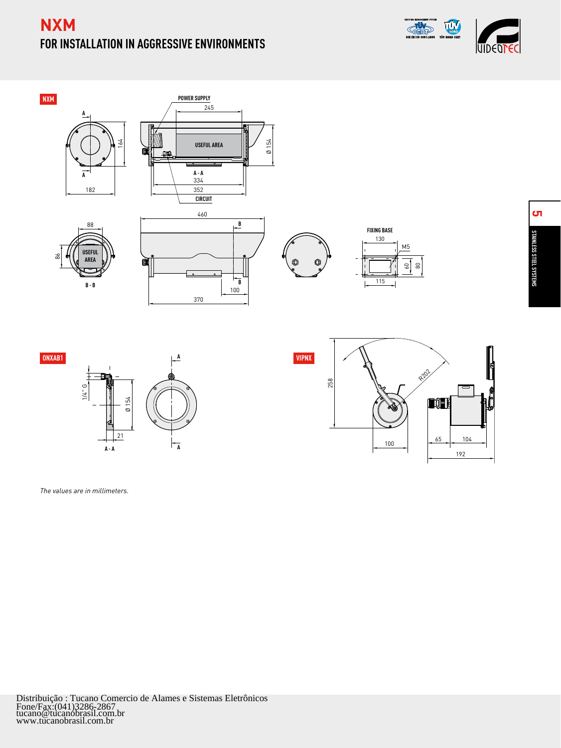# NXM

## FOR INSTALLATION IN AGGRESSIVE ENVIRONMENTS

**NXM**

POWER SUPPLY
245
A
164
USEFUL AREA
Ø 154
A
A - A
334
182
352
CIRCUIT

460
88
B
USEFUL AREA
86
B - B
B
100
370

FIXING BASE
130
M5
60
80
115

**ONXAB1**

A
1/4" G
Ø 154
21
A - A
A

**VIPNX**

258
R202
100
65
104
192

*The values are in millimeters.*

Distribuição : Tucano Comercio de Alames e Sistemas Eletrônicos
Fone/Fax:(041)3286-2867
tucano@tucanobrasil.com.br
www.tucanobrasil.com.br